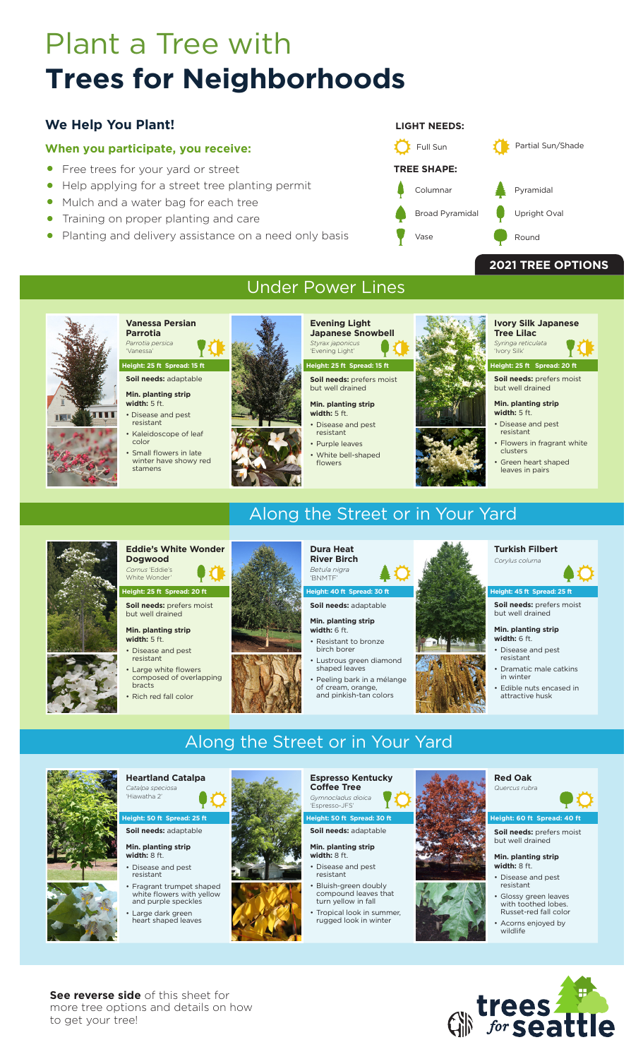# Plant a Tree with **Trees for Neighborhoods**

## We Help You Plant!

### When you participate, you receive:

- Free trees for your yard or street
- Help applying for a street tree planting permit
- Mulch and a water bag for each tree
- Training on proper planting and care
- Planting and delivery assistance on a need only basis

**LIGHT NEEDS:**

- Full Sun
- Partial Sun/Shade

**TREE SHAPE:**

- Columnar
- Pyramidal
- Broad Pyramidal
- Upright Oval
- Vase
- Round

**2021 TREE OPTIONS**

## Under Power Lines

### Vanessa Persian Parrotia

*Parrotia persica* 'Vanessa'

**Height: 25 ft Spread: 15 ft**

**Soil needs:** adaptable

**Min. planting strip width:** 5 ft.

- Disease and pest resistant
- Kaleidoscope of leaf color
- Small flowers in late winter have showy red stamens

### Evening Light Japanese Snowbell

*Styrax japonicus* 'Evening Light'

**Height: 25 ft Spread: 15 ft**

**Soil needs:** prefers moist but well drained

**Min. planting strip width:** 5 ft.

- Disease and pest resistant
- Purple leaves
- White bell-shaped flowers

### Ivory Silk Japanese Tree Lilac

*Syringa reticulata* 'Ivory Silk'

**Height: 25 ft Spread: 20 ft**

**Soil needs:** prefers moist but well drained

**Min. planting strip width:** 5 ft.

- Disease and pest resistant
- Flowers in fragrant white clusters
- Green heart shaped leaves in pairs

## Along the Street or in Your Yard

### Eddie's White Wonder Dogwood

*Cornus* 'Eddie's White Wonder'

**Height: 25 ft Spread: 20 ft**

**Soil needs:** prefers moist but well drained

**Min. planting strip width:** 5 ft.

- Disease and pest resistant
- Large white flowers composed of overlapping bracts
- Rich red fall color

### Dura Heat River Birch

*Betula nigra* 'BNMTF'

**Height: 40 ft Spread: 30 ft**

**Soil needs:** adaptable

**Min. planting strip width:** 6 ft.

- Resistant to bronze birch borer
- Lustrous green diamond shaped leaves
- Peeling bark in a mélange of cream, orange, and pinkish-tan colors

### Turkish Filbert

*Corylus colurna*

**Height: 45 ft Spread: 25 ft**

**Soil needs:** prefers moist but well drained

**Min. planting strip width:** 6 ft.

- Disease and pest resistant
- Dramatic male catkins in winter
- Edible nuts encased in attractive husk

## Along the Street or in Your Yard

### Heartland Catalpa

*Catalpa speciosa* 'Hiawatha 2'

**Height: 50 ft Spread: 25 ft**

**Soil needs:** adaptable

**Min. planting strip width:** 8 ft.

- Disease and pest resistant
- Fragrant trumpet shaped white flowers with yellow and purple speckles
- Large dark green heart shaped leaves

### Espresso Kentucky Coffee Tree

*Gymnocladus dioica* 'Espresso-JFS'

**Height: 50 ft Spread: 30 ft**

**Soil needs:** adaptable

**Min. planting strip width:** 8 ft.

- Disease and pest resistant
- Bluish-green doubly compound leaves that turn yellow in fall
- Tropical look in summer, rugged look in winter

### Red Oak

*Quercus rubra*

**Height: 60 ft Spread: 40 ft**

**Soil needs:** prefers moist but well drained

**Min. planting strip width:** 8 ft.

- Disease and pest resistant
- Glossy green leaves with toothed lobes. Russet-red fall color
- Acorns enjoyed by wildlife

**See reverse side** of this sheet for more tree options and details on how to get your tree!

trees for seattle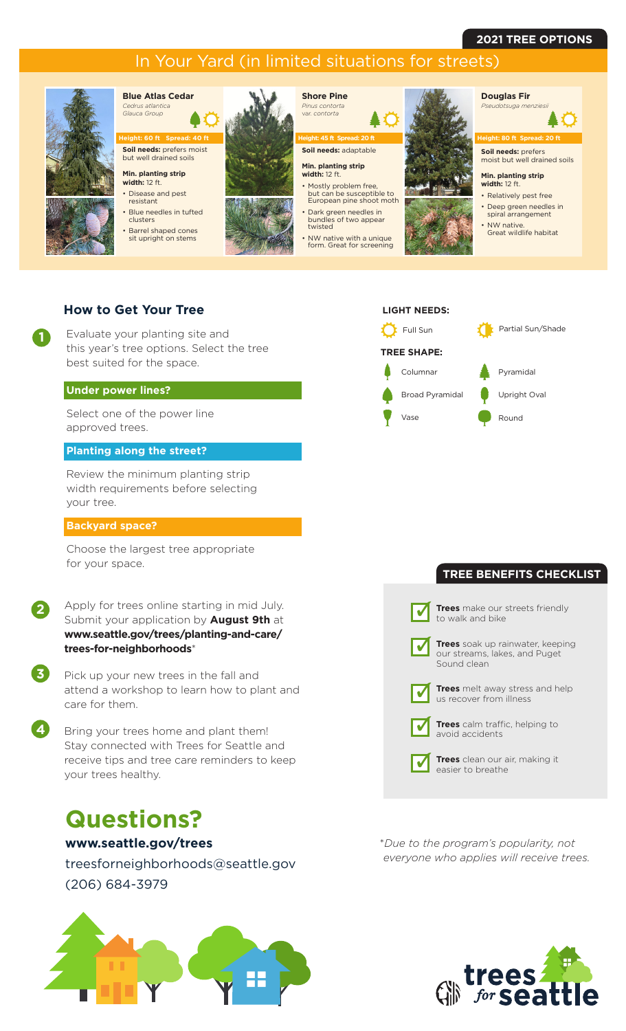2021 TREE OPTIONS

## In Your Yard (in limited situations for streets)

### Blue Atlas Cedar
*Cedrus atlantica Glauca Group*

**Height: 60 ft Spread: 40 ft**

**Soil needs:** prefers moist but well drained soils

**Min. planting strip width:** 12 ft.

- Disease and pest resistant
- Blue needles in tufted clusters
- Barrel shaped cones sit upright on stems

### Shore Pine
*Pinus contorta var. contorta*

**Height: 45 ft Spread: 20 ft**

**Soil needs:** adaptable

**Min. planting strip width:** 12 ft.

- Mostly problem free, but can be susceptible to European pine shoot moth
- Dark green needles in bundles of two appear twisted
- NW native with a unique form. Great for screening

### Douglas Fir
*Pseudotsuga menziesii*

**Height: 80 ft Spread: 20 ft**

**Soil needs:** prefers moist but well drained soils

**Min. planting strip width:** 12 ft.

- Relatively pest free
- Deep green needles in spiral arrangement
- NW native. Great wildlife habitat

## How to Get Your Tree

1. Evaluate your planting site and this year's tree options. Select the tree best suited for the space.

**Under power lines?**

Select one of the power line approved trees.

**Planting along the street?**

Review the minimum planting strip width requirements before selecting your tree.

**Backyard space?**

Choose the largest tree appropriate for your space.

2. Apply for trees online starting in mid July. Submit your application by **August 9th** at **www.seattle.gov/trees/planting-and-care/trees-for-neighborhoods***

3. Pick up your new trees in the fall and attend a workshop to learn how to plant and care for them.

4. Bring your trees home and plant them! Stay connected with Trees for Seattle and receive tips and tree care reminders to keep your trees healthy.

**LIGHT NEEDS:**

Full Sun

Partial Sun/Shade

**TREE SHAPE:**

Columnar

Pyramidal

Broad Pyramidal

Upright Oval

Vase

Round

## TREE BENEFITS CHECKLIST

- **Trees** make our streets friendly to walk and bike
- **Trees** soak up rainwater, keeping our streams, lakes, and Puget Sound clean
- **Trees** melt away stress and help us recover from illness
- **Trees** calm traffic, helping to avoid accidents
- **Trees** clean our air, making it easier to breathe

# Questions?

**www.seattle.gov/trees**

treesforneighborhoods@seattle.gov

(206) 684-3979

*Due to the program's popularity, not everyone who applies will receive trees.*

trees for seattle